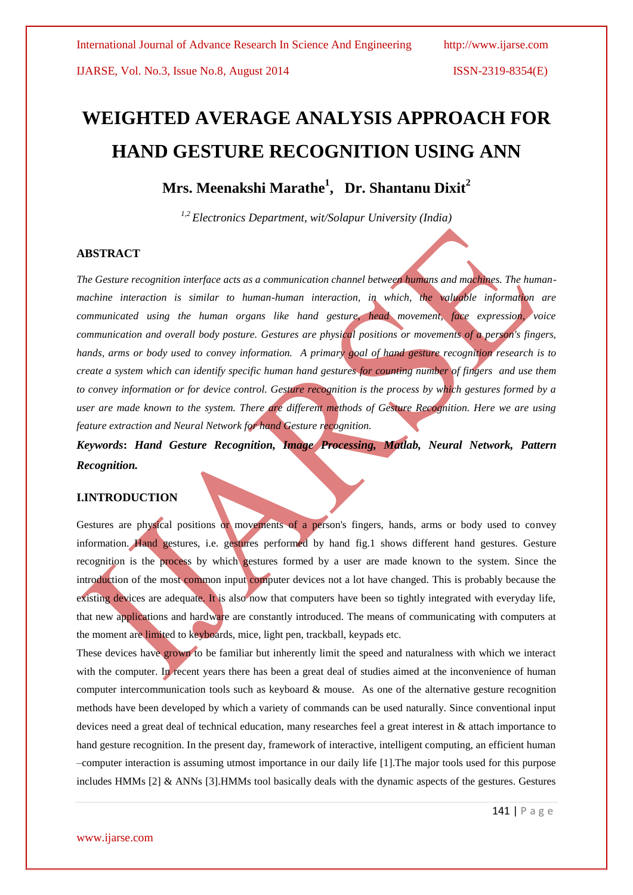# WEIGHTED AVERAGE ANALYSIS APPROACH FOR HAND GESTURE RECOGNITION USING ANN

**Mrs. Meenakshi Marathe[1], Dr. Shantanu Dixit[2]**

*[1,2] Electronics Department, wit/Solapur University (India)*

## ABSTRACT

*The Gesture recognition interface acts as a communication channel between humans and machines. The human-machine interaction is similar to human-human interaction, in which, the valuable information are communicated using the human organs like hand gesture, head movement, face expression, voice communication and overall body posture. Gestures are physical positions or movements of a person's fingers, hands, arms or body used to convey information. A primary goal of hand gesture recognition research is to create a system which can identify specific human hand gestures for counting number of fingers and use them to convey information or for device control. Gesture recognition is the process by which gestures formed by a user are made known to the system. There are different methods of Gesture Recognition. Here we are using feature extraction and Neural Network for hand Gesture recognition.*

***Keywords*: *Hand Gesture Recognition, Image Processing, Matlab, Neural Network, Pattern Recognition.***

## I.INTRODUCTION

Gestures are physical positions or movements of a person's fingers, hands, arms or body used to convey information. Hand gestures, i.e. gestures performed by hand fig.1 shows different hand gestures. Gesture recognition is the process by which gestures formed by a user are made known to the system. Since the introduction of the most common input computer devices not a lot have changed. This is probably because the existing devices are adequate. It is also now that computers have been so tightly integrated with everyday life, that new applications and hardware are constantly introduced. The means of communicating with computers at the moment are limited to keyboards, mice, light pen, trackball, keypads etc.

These devices have grown to be familiar but inherently limit the speed and naturalness with which we interact with the computer. In recent years there has been a great deal of studies aimed at the inconvenience of human computer intercommunication tools such as keyboard & mouse. As one of the alternative gesture recognition methods have been developed by which a variety of commands can be used naturally. Since conventional input devices need a great deal of technical education, many researches feel a great interest in & attach importance to hand gesture recognition. In the present day, framework of interactive, intelligent computing, an efficient human –computer interaction is assuming utmost importance in our daily life [1].The major tools used for this purpose includes HMMs [2] & ANNs [3].HMMs tool basically deals with the dynamic aspects of the gestures. Gestures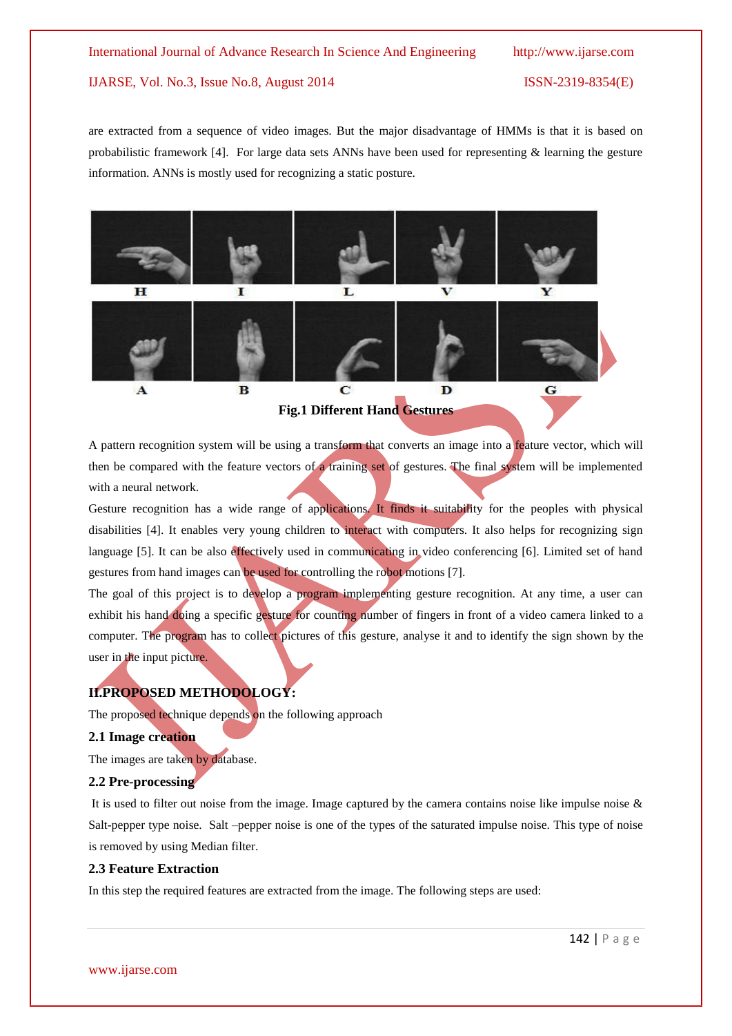are extracted from a sequence of video images. But the major disadvantage of HMMs is that it is based on probabilistic framework [4]. For large data sets ANNs have been used for representing & learning the gesture information. ANNs is mostly used for recognizing a static posture.

**Fig.1 Different Hand Gestures**

A pattern recognition system will be using a transform that converts an image into a feature vector, which will then be compared with the feature vectors of a training set of gestures. The final system will be implemented with a neural network.

Gesture recognition has a wide range of applications. It finds it suitability for the peoples with physical disabilities [4]. It enables very young children to interact with computers. It also helps for recognizing sign language [5]. It can be also effectively used in communicating in video conferencing [6]. Limited set of hand gestures from hand images can be used for controlling the robot motions [7].

The goal of this project is to develop a program implementing gesture recognition. At any time, a user can exhibit his hand doing a specific gesture for counting number of fingers in front of a video camera linked to a computer. The program has to collect pictures of this gesture, analyse it and to identify the sign shown by the user in the input picture.

## II.PROPOSED METHODOLOGY:

The proposed technique depends on the following approach

### 2.1 Image creation

The images are taken by database.

### 2.2 Pre-processing

It is used to filter out noise from the image. Image captured by the camera contains noise like impulse noise & Salt-pepper type noise. Salt –pepper noise is one of the types of the saturated impulse noise. This type of noise is removed by using Median filter.

### 2.3 Feature Extraction

In this step the required features are extracted from the image. The following steps are used: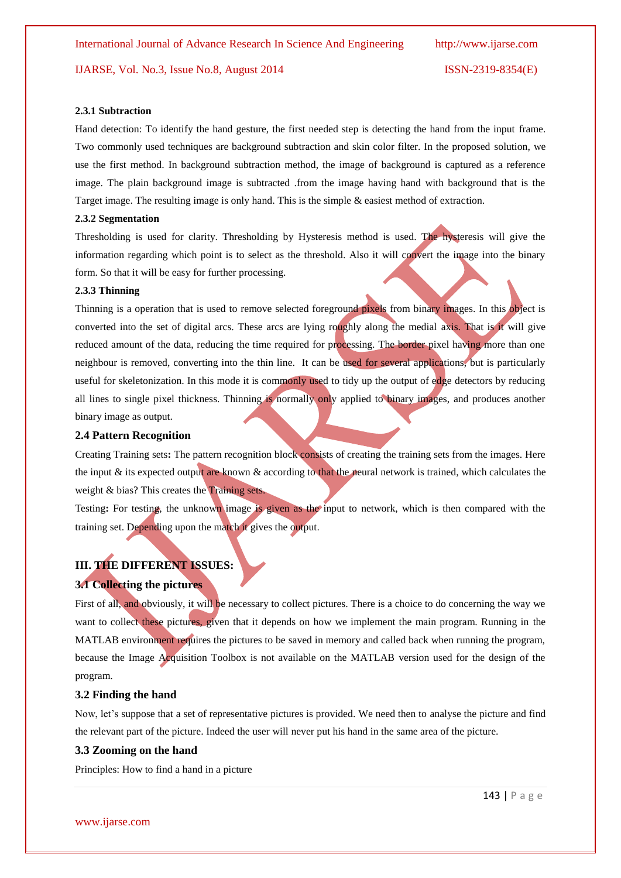#### 2.3.1 Subtraction

Hand detection: To identify the hand gesture, the first needed step is detecting the hand from the input frame. Two commonly used techniques are background subtraction and skin color filter. In the proposed solution, we use the first method. In background subtraction method, the image of background is captured as a reference image. The plain background image is subtracted .from the image having hand with background that is the Target image. The resulting image is only hand. This is the simple & easiest method of extraction.

#### 2.3.2 Segmentation

Thresholding is used for clarity. Thresholding by Hysteresis method is used. The hysteresis will give the information regarding which point is to select as the threshold. Also it will convert the image into the binary form. So that it will be easy for further processing.

#### 2.3.3 Thinning

Thinning is a operation that is used to remove selected foreground pixels from binary images. In this object is converted into the set of digital arcs. These arcs are lying roughly along the medial axis. That is it will give reduced amount of the data, reducing the time required for processing. The border pixel having more than one neighbour is removed, converting into the thin line. It can be used for several applications, but is particularly useful for skeletonization. In this mode it is commonly used to tidy up the output of edge detectors by reducing all lines to single pixel thickness. Thinning is normally only applied to binary images, and produces another binary image as output.

### 2.4 Pattern Recognition

Creating Training sets**:** The pattern recognition block consists of creating the training sets from the images. Here the input & its expected output are known & according to that the neural network is trained, which calculates the weight & bias? This creates the Training sets.

Testing**:** For testing, the unknown image is given as the input to network, which is then compared with the training set. Depending upon the match it gives the output.

## III. THE DIFFERENT ISSUES:

### 3.1 Collecting the pictures

First of all, and obviously, it will be necessary to collect pictures. There is a choice to do concerning the way we want to collect these pictures, given that it depends on how we implement the main program. Running in the MATLAB environment requires the pictures to be saved in memory and called back when running the program, because the Image Acquisition Toolbox is not available on the MATLAB version used for the design of the program.

### 3.2 Finding the hand

Now, let's suppose that a set of representative pictures is provided. We need then to analyse the picture and find the relevant part of the picture. Indeed the user will never put his hand in the same area of the picture.

### 3.3 Zooming on the hand

Principles: How to find a hand in a picture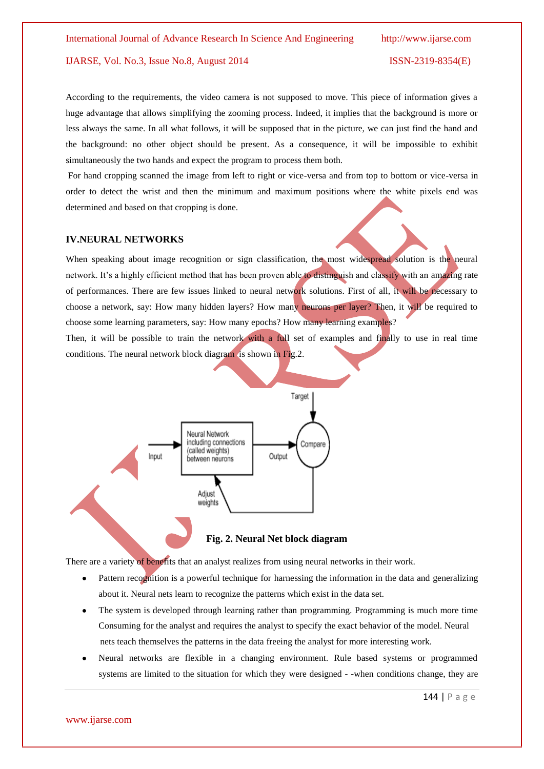According to the requirements, the video camera is not supposed to move. This piece of information gives a huge advantage that allows simplifying the zooming process. Indeed, it implies that the background is more or less always the same. In all what follows, it will be supposed that in the picture, we can just find the hand and the background: no other object should be present. As a consequence, it will be impossible to exhibit simultaneously the two hands and expect the program to process them both.

For hand cropping scanned the image from left to right or vice-versa and from top to bottom or vice-versa in order to detect the wrist and then the minimum and maximum positions where the white pixels end was determined and based on that cropping is done.

## IV.NEURAL NETWORKS

When speaking about image recognition or sign classification, the most widespread solution is the neural network. It's a highly efficient method that has been proven able to distinguish and classify with an amazing rate of performances. There are few issues linked to neural network solutions. First of all, it will be necessary to choose a network, say: How many hidden layers? How many neurons per layer? Then, it will be required to choose some learning parameters, say: How many epochs? How many learning examples?

Then, it will be possible to train the network with a full set of examples and finally to use in real time conditions. The neural network block diagram is shown in Fig.2.

Target

Input

Neural Network including connections (called weights) between neurons

Output

Compare

Adjust weights

**Fig. 2. Neural Net block diagram**

There are a variety of benefits that an analyst realizes from using neural networks in their work.

- Pattern recognition is a powerful technique for harnessing the information in the data and generalizing about it. Neural nets learn to recognize the patterns which exist in the data set.
- The system is developed through learning rather than programming. Programming is much more time Consuming for the analyst and requires the analyst to specify the exact behavior of the model. Neural nets teach themselves the patterns in the data freeing the analyst for more interesting work.
- Neural networks are flexible in a changing environment. Rule based systems or programmed systems are limited to the situation for which they were designed - -when conditions change, they are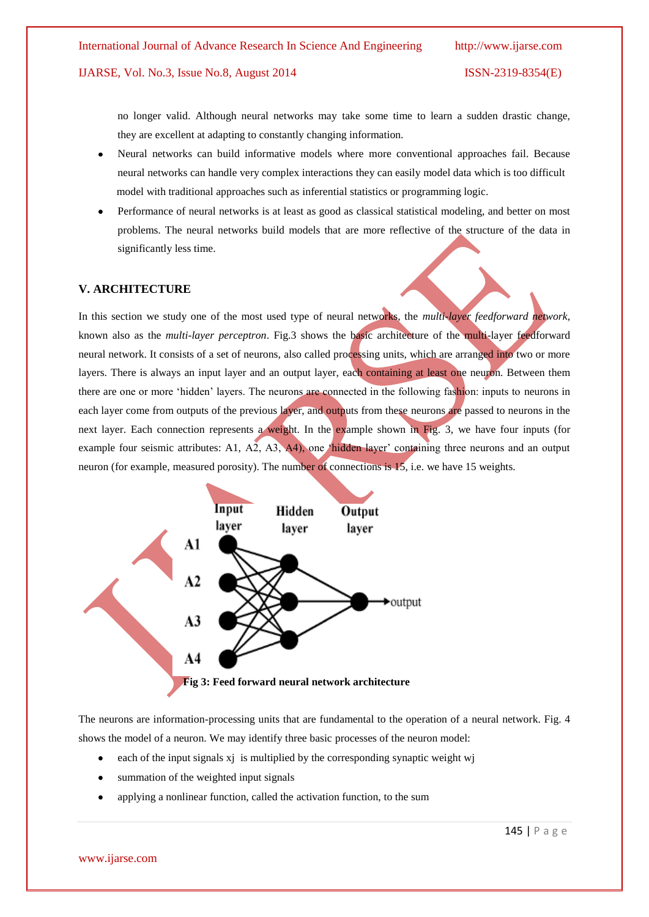no longer valid. Although neural networks may take some time to learn a sudden drastic change, they are excellent at adapting to constantly changing information.

- Neural networks can build informative models where more conventional approaches fail. Because neural networks can handle very complex interactions they can easily model data which is too difficult model with traditional approaches such as inferential statistics or programming logic.
- Performance of neural networks is at least as good as classical statistical modeling, and better on most problems. The neural networks build models that are more reflective of the structure of the data in significantly less time.

## V. ARCHITECTURE

In this section we study one of the most used type of neural networks, the *multi-layer feedforward network*, known also as the *multi-layer perceptron*. Fig.3 shows the basic architecture of the multi-layer feedforward neural network. It consists of a set of neurons, also called processing units, which are arranged into two or more layers. There is always an input layer and an output layer, each containing at least one neuron. Between them there are one or more 'hidden' layers. The neurons are connected in the following fashion: inputs to neurons in each layer come from outputs of the previous layer, and outputs from these neurons are passed to neurons in the next layer. Each connection represents a weight. In the example shown in Fig. 3, we have four inputs (for example four seismic attributes: A1, A2, A3, A4), one 'hidden layer' containing three neurons and an output neuron (for example, measured porosity). The number of connections is 15, i.e. we have 15 weights.

**Fig 3: Feed forward neural network architecture**

The neurons are information-processing units that are fundamental to the operation of a neural network. Fig. 4 shows the model of a neuron. We may identify three basic processes of the neuron model:

- each of the input signals $x_j$ is multiplied by the corresponding synaptic weight $w_j$
- summation of the weighted input signals
- applying a nonlinear function, called the activation function, to the sum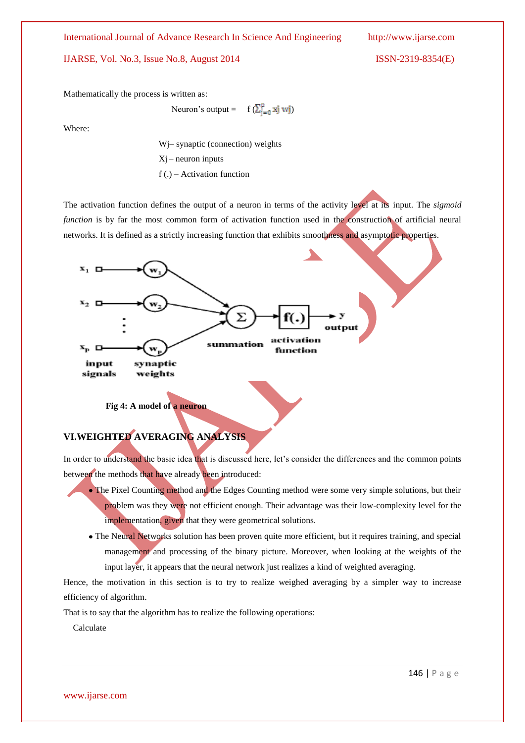Mathematically the process is written as:

$$\text{Neuron's output} = f\left(\sum_{j=0}^{p} x_j w_j\right)$$

Where:

Wj– synaptic (connection) weights

Xj – neuron inputs

f (.) – Activation function

The activation function defines the output of a neuron in terms of the activity level at its input. The *sigmoid function* is by far the most common form of activation function used in the construction of artificial neural networks. It is defined as a strictly increasing function that exhibits smoothness and asymptotic properties.

**Fig 4: A model of a neuron**

## VI.WEIGHTED AVERAGING ANALYSIS

In order to understand the basic idea that is discussed here, let's consider the differences and the common points between the methods that have already been introduced:

- The Pixel Counting method and the Edges Counting method were some very simple solutions, but their problem was they were not efficient enough. Their advantage was their low-complexity level for the implementation, given that they were geometrical solutions.
- The Neural Networks solution has been proven quite more efficient, but it requires training, and special management and processing of the binary picture. Moreover, when looking at the weights of the input layer, it appears that the neural network just realizes a kind of weighted averaging.

Hence, the motivation in this section is to try to realize weighed averaging by a simpler way to increase efficiency of algorithm.

That is to say that the algorithm has to realize the following operations:

Calculate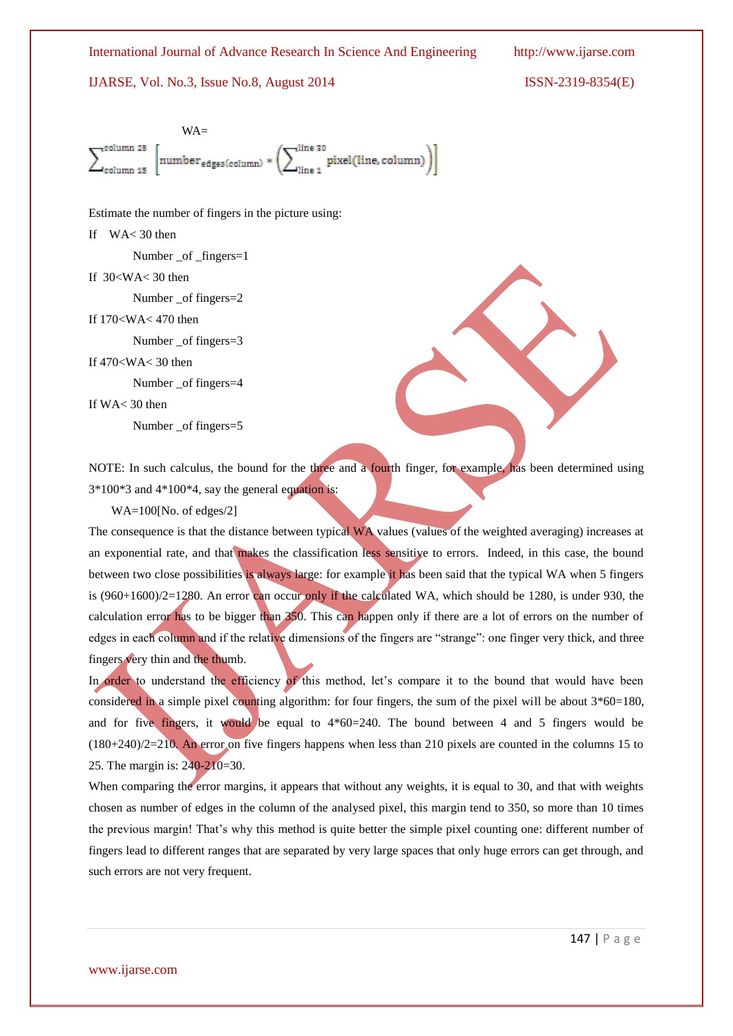WA=

$$\sum_{column\ 15}^{column\ 25}\left[number_{edges(column)} * \left(\sum_{line\ 1}^{line\ 30} pixel(line, column)\right)\right]$$

Estimate the number of fingers in the picture using:

If WA< 30 then

Number _of _fingers=1

If 30<WA< 30 then

Number _of fingers=2

If 170<WA< 470 then

Number _of fingers=3

If 470<WA< 30 then

Number _of fingers=4

If WA< 30 then

Number _of fingers=5

NOTE: In such calculus, the bound for the three and a fourth finger, for example, has been determined using 3*100*3 and 4*100*4, say the general equation is:

WA=100[No. of edges/2]

The consequence is that the distance between typical WA values (values of the weighted averaging) increases at an exponential rate, and that makes the classification less sensitive to errors. Indeed, in this case, the bound between two close possibilities is always large: for example it has been said that the typical WA when 5 fingers is (960+1600)/2=1280. An error can occur only if the calculated WA, which should be 1280, is under 930, the calculation error has to be bigger than 350. This can happen only if there are a lot of errors on the number of edges in each column and if the relative dimensions of the fingers are "strange": one finger very thick, and three fingers very thin and the thumb.

In order to understand the efficiency of this method, let's compare it to the bound that would have been considered in a simple pixel counting algorithm: for four fingers, the sum of the pixel will be about 3*60=180, and for five fingers, it would be equal to 4*60=240. The bound between 4 and 5 fingers would be (180+240)/2=210. An error on five fingers happens when less than 210 pixels are counted in the columns 15 to 25. The margin is: 240-210=30.

When comparing the error margins, it appears that without any weights, it is equal to 30, and that with weights chosen as number of edges in the column of the analysed pixel, this margin tend to 350, so more than 10 times the previous margin! That's why this method is quite better the simple pixel counting one: different number of fingers lead to different ranges that are separated by very large spaces that only huge errors can get through, and such errors are not very frequent.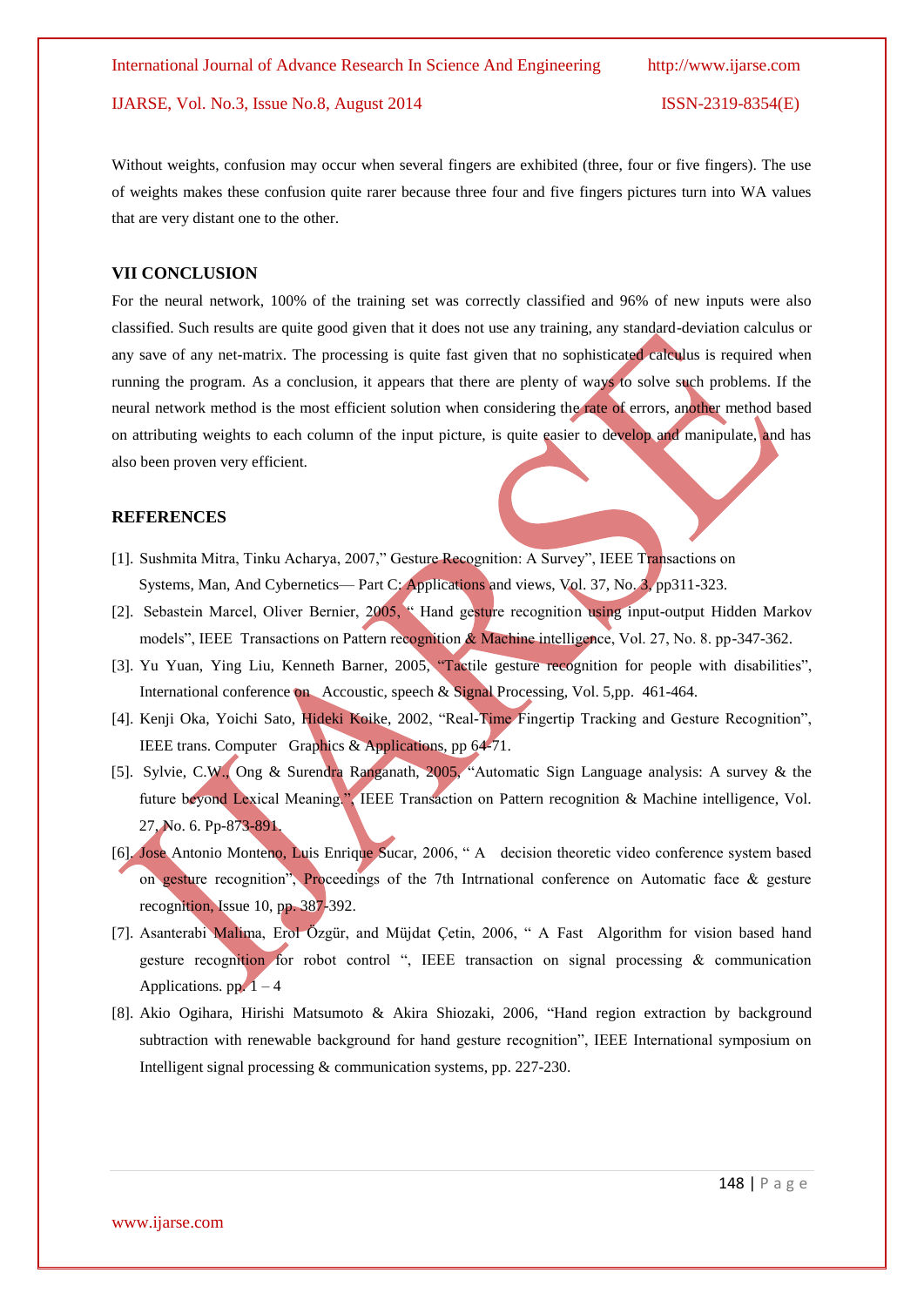Without weights, confusion may occur when several fingers are exhibited (three, four or five fingers). The use of weights makes these confusion quite rarer because three four and five fingers pictures turn into WA values that are very distant one to the other.

## VII CONCLUSION

For the neural network, 100% of the training set was correctly classified and 96% of new inputs were also classified. Such results are quite good given that it does not use any training, any standard-deviation calculus or any save of any net-matrix. The processing is quite fast given that no sophisticated calculus is required when running the program. As a conclusion, it appears that there are plenty of ways to solve such problems. If the neural network method is the most efficient solution when considering the rate of errors, another method based on attributing weights to each column of the input picture, is quite easier to develop and manipulate, and has also been proven very efficient.

## REFERENCES

[1]. Sushmita Mitra, Tinku Acharya, 2007," Gesture Recognition: A Survey", IEEE Transactions on Systems, Man, And Cybernetics— Part C: Applications and views, Vol. 37, No. 3, pp311-323.

[2]. Sebastein Marcel, Oliver Bernier, 2005, " Hand gesture recognition using input-output Hidden Markov models", IEEE Transactions on Pattern recognition & Machine intelligence, Vol. 27, No. 8. pp-347-362.

[3]. Yu Yuan, Ying Liu, Kenneth Barner, 2005, "Tactile gesture recognition for people with disabilities", International conference on Accoustic, speech & Signal Processing, Vol. 5,pp. 461-464.

[4]. Kenji Oka, Yoichi Sato, Hideki Koike, 2002, "Real-Time Fingertip Tracking and Gesture Recognition", IEEE trans. Computer Graphics & Applications, pp 64-71.

[5]. Sylvie, C.W., Ong & Surendra Ranganath, 2005, "Automatic Sign Language analysis: A survey & the future beyond Lexical Meaning.", IEEE Transaction on Pattern recognition & Machine intelligence, Vol. 27, No. 6. Pp-873-891.

[6]. Jose Antonio Monteno, Luis Enrique Sucar, 2006, " A decision theoretic video conference system based on gesture recognition", Proceedings of the 7th Intrnational conference on Automatic face & gesture recognition, Issue 10, pp. 387-392.

[7]. Asanterabi Malima, Erol Özgür, and Müjdat Çetin, 2006, " A Fast Algorithm for vision based hand gesture recognition for robot control ", IEEE transaction on signal processing & communication Applications. pp. 1 – 4

[8]. Akio Ogihara, Hirishi Matsumoto & Akira Shiozaki, 2006, "Hand region extraction by background subtraction with renewable background for hand gesture recognition", IEEE International symposium on Intelligent signal processing & communication systems, pp. 227-230.